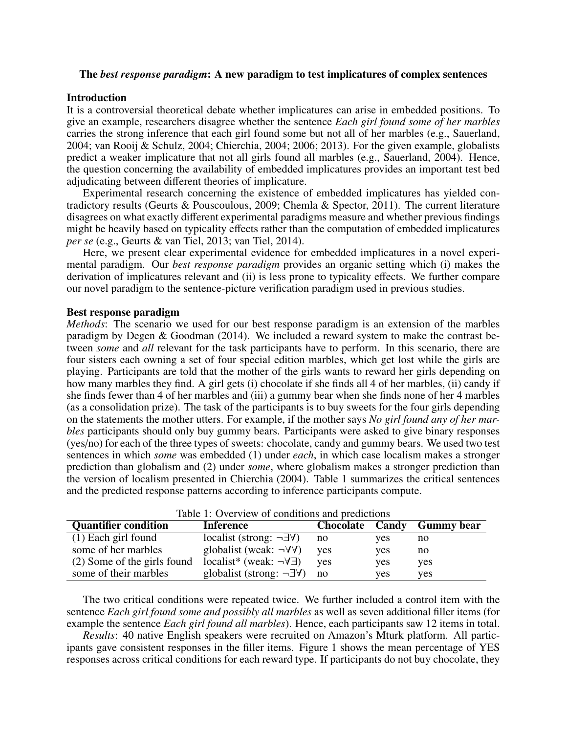**The *best response paradigm*: A new paradigm to test implicatures of complex sentences**

## Introduction

It is a controversial theoretical debate whether implicatures can arise in embedded positions. To give an example, researchers disagree whether the sentence *Each girl found some of her marbles* carries the strong inference that each girl found some but not all of her marbles (e.g., Sauerland, 2004; van Rooij & Schulz, 2004; Chierchia, 2004; 2006; 2013). For the given example, globalists predict a weaker implicature that not all girls found all marbles (e.g., Sauerland, 2004). Hence, the question concerning the availability of embedded implicatures provides an important test bed adjudicating between different theories of implicature.

Experimental research concerning the existence of embedded implicatures has yielded contradictory results (Geurts & Pouscoulous, 2009; Chemla & Spector, 2011). The current literature disagrees on what exactly different experimental paradigms measure and whether previous findings might be heavily based on typicality effects rather than the computation of embedded implicatures *per se* (e.g., Geurts & van Tiel, 2013; van Tiel, 2014).

Here, we present clear experimental evidence for embedded implicatures in a novel experimental paradigm. Our *best response paradigm* provides an organic setting which (i) makes the derivation of implicatures relevant and (ii) is less prone to typicality effects. We further compare our novel paradigm to the sentence-picture verification paradigm used in previous studies.

## Best response paradigm

*Methods*: The scenario we used for our best response paradigm is an extension of the marbles paradigm by Degen & Goodman (2014). We included a reward system to make the contrast between *some* and *all* relevant for the task participants have to perform. In this scenario, there are four sisters each owning a set of four special edition marbles, which get lost while the girls are playing. Participants are told that the mother of the girls wants to reward her girls depending on how many marbles they find. A girl gets (i) chocolate if she finds all 4 of her marbles, (ii) candy if she finds fewer than 4 of her marbles and (iii) a gummy bear when she finds none of her 4 marbles (as a consolidation prize). The task of the participants is to buy sweets for the four girls depending on the statements the mother utters. For example, if the mother says *No girl found any of her marbles* participants should only buy gummy bears. Participants were asked to give binary responses (yes/no) for each of the three types of sweets: chocolate, candy and gummy bears. We used two test sentences in which *some* was embedded (1) under *each*, in which case localism makes a stronger prediction than globalism and (2) under *some*, where globalism makes a stronger prediction than the version of localism presented in Chierchia (2004). Table 1 summarizes the critical sentences and the predicted response patterns according to inference participants compute.

Table 1: Overview of conditions and predictions

| Quantifier condition | Inference | Chocolate | Candy | Gummy bear |
|---|---|---|---|---|
| (1) Each girl found | localist (strong: $\neg\exists\forall$) | no | yes | no |
| some of her marbles | globalist (weak: $\neg\forall\forall$) | yes | yes | no |
| (2) Some of the girls found | localist* (weak: $\neg\forall\exists$) | yes | yes | yes |
| some of their marbles | globalist (strong: $\neg\exists\forall$) | no | yes | yes |

The two critical conditions were repeated twice. We further included a control item with the sentence *Each girl found some and possibly all marbles* as well as seven additional filler items (for example the sentence *Each girl found all marbles*). Hence, each participants saw 12 items in total.

*Results*: 40 native English speakers were recruited on Amazon's Mturk platform. All participants gave consistent responses in the filler items. Figure 1 shows the mean percentage of YES responses across critical conditions for each reward type. If participants do not buy chocolate, they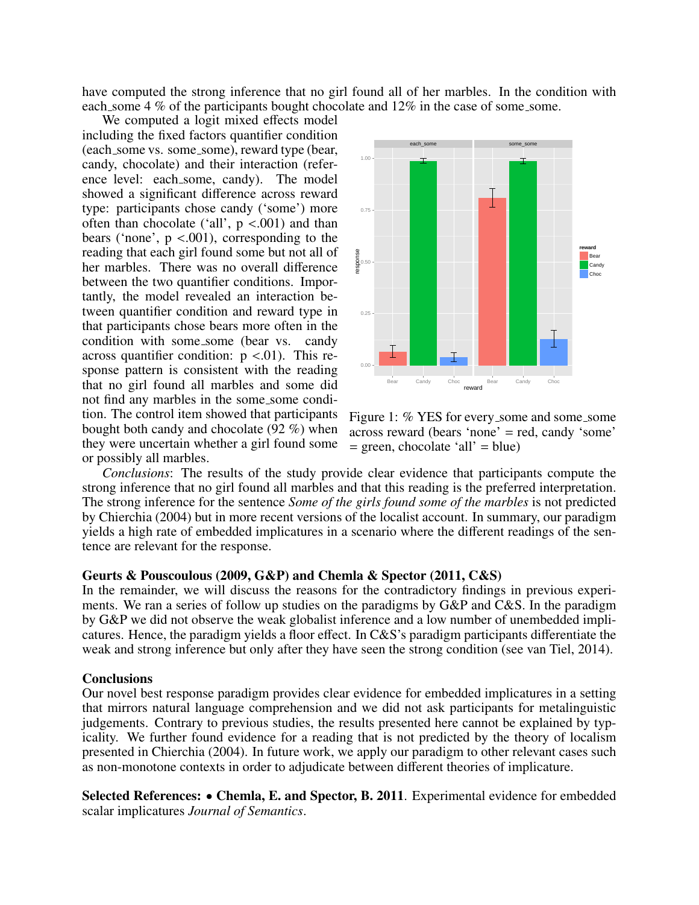have computed the strong inference that no girl found all of her marbles. In the condition with each_some 4 % of the participants bought chocolate and 12% in the case of some_some.

We computed a logit mixed effects model including the fixed factors quantifier condition (each_some vs. some_some), reward type (bear, candy, chocolate) and their interaction (reference level: each_some, candy). The model showed a significant difference across reward type: participants chose candy ('some') more often than chocolate ('all', $p < .001$) and than bears ('none', $p < .001$), corresponding to the reading that each girl found some but not all of her marbles. There was no overall difference between the two quantifier conditions. Importantly, the model revealed an interaction between quantifier condition and reward type in that participants chose bears more often in the condition with some_some (bear vs. candy across quantifier condition: $p < .01$). This response pattern is consistent with the reading that no girl found all marbles and some did not find any marbles in the some_some condition. The control item showed that participants bought both candy and chocolate (92 %) when they were uncertain whether a girl found some or possibly all marbles.

each_some
some_some
1.00
0.75
0.50
0.25
0.00
response
Bear Candy Choc Bear Candy Choc
reward
reward
Bear
Candy
Choc

Figure 1: % YES for every_some and some_some across reward (bears 'none' = red, candy 'some' = green, chocolate 'all' = blue)

*Conclusions*: The results of the study provide clear evidence that participants compute the strong inference that no girl found all marbles and that this reading is the preferred interpretation. The strong inference for the sentence *Some of the girls found some of the marbles* is not predicted by Chierchia (2004) but in more recent versions of the localist account. In summary, our paradigm yields a high rate of embedded implicatures in a scenario where the different readings of the sentence are relevant for the response.

**Geurts & Pouscoulous (2009, G&P) and Chemla & Spector (2011, C&S)**

In the remainder, we will discuss the reasons for the contradictory findings in previous experiments. We ran a series of follow up studies on the paradigms by G&P and C&S. In the paradigm by G&P we did not observe the weak globalist inference and a low number of unembedded implicatures. Hence, the paradigm yields a floor effect. In C&S's paradigm participants differentiate the weak and strong inference but only after they have seen the strong condition (see van Tiel, 2014).

**Conclusions**

Our novel best response paradigm provides clear evidence for embedded implicatures in a setting that mirrors natural language comprehension and we did not ask participants for metalinguistic judgements. Contrary to previous studies, the results presented here cannot be explained by typicality. We further found evidence for a reading that is not predicted by the theory of localism presented in Chierchia (2004). In future work, we apply our paradigm to other relevant cases such as non-monotone contexts in order to adjudicate between different theories of implicature.

**Selected References:** • **Chemla, E. and Spector, B. 2011**. Experimental evidence for embedded scalar implicatures *Journal of Semantics*.